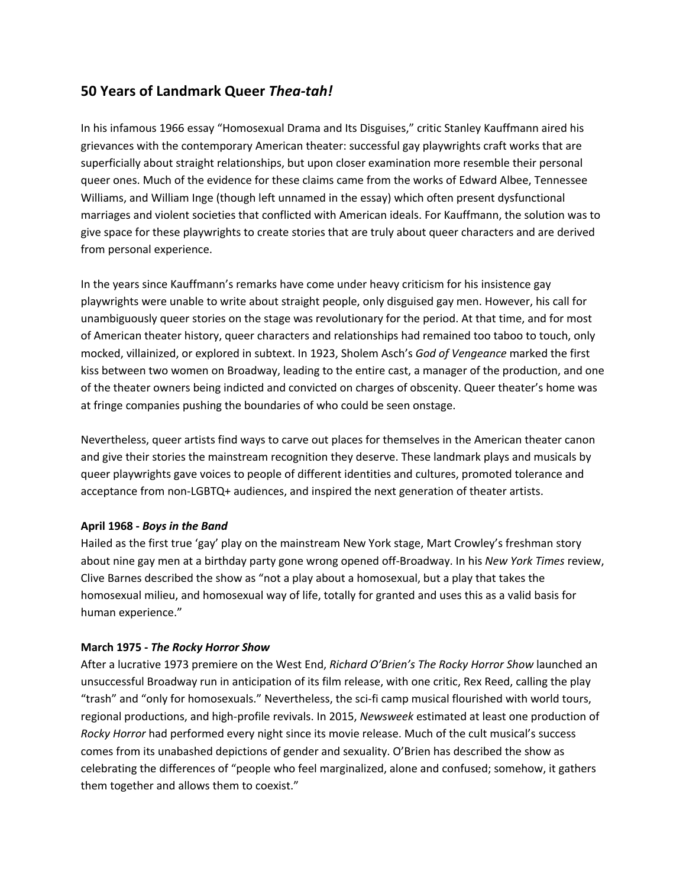## 50 Years of Landmark Queer *Thea-tah!*

In his infamous 1966 essay "Homosexual Drama and Its Disguises," critic Stanley Kauffmann aired his grievances with the contemporary American theater: successful gay playwrights craft works that are superficially about straight relationships, but upon closer examination more resemble their personal queer ones. Much of the evidence for these claims came from the works of Edward Albee, Tennessee Williams, and William Inge (though left unnamed in the essay) which often present dysfunctional marriages and violent societies that conflicted with American ideals. For Kauffmann, the solution was to give space for these playwrights to create stories that are truly about queer characters and are derived from personal experience.

In the years since Kauffmann's remarks have come under heavy criticism for his insistence gay playwrights were unable to write about straight people, only disguised gay men. However, his call for unambiguously queer stories on the stage was revolutionary for the period. At that time, and for most of American theater history, queer characters and relationships had remained too taboo to touch, only mocked, villainized, or explored in subtext. In 1923, Sholem Asch's *God of Vengeance* marked the first kiss between two women on Broadway, leading to the entire cast, a manager of the production, and one of the theater owners being indicted and convicted on charges of obscenity. Queer theater's home was at fringe companies pushing the boundaries of who could be seen onstage.

Nevertheless, queer artists find ways to carve out places for themselves in the American theater canon and give their stories the mainstream recognition they deserve. These landmark plays and musicals by queer playwrights gave voices to people of different identities and cultures, promoted tolerance and acceptance from non-LGBTQ+ audiences, and inspired the next generation of theater artists.

**April 1968 - *Boys in the Band***
Hailed as the first true 'gay' play on the mainstream New York stage, Mart Crowley's freshman story about nine gay men at a birthday party gone wrong opened off-Broadway. In his *New York Times* review, Clive Barnes described the show as "not a play about a homosexual, but a play that takes the homosexual milieu, and homosexual way of life, totally for granted and uses this as a valid basis for human experience."

**March 1975 - *The Rocky Horror Show***
After a lucrative 1973 premiere on the West End, *Richard O'Brien's The Rocky Horror Show* launched an unsuccessful Broadway run in anticipation of its film release, with one critic, Rex Reed, calling the play "trash" and "only for homosexuals." Nevertheless, the sci-fi camp musical flourished with world tours, regional productions, and high-profile revivals. In 2015, *Newsweek* estimated at least one production of *Rocky Horror* had performed every night since its movie release. Much of the cult musical's success comes from its unabashed depictions of gender and sexuality. O'Brien has described the show as celebrating the differences of "people who feel marginalized, alone and confused; somehow, it gathers them together and allows them to coexist."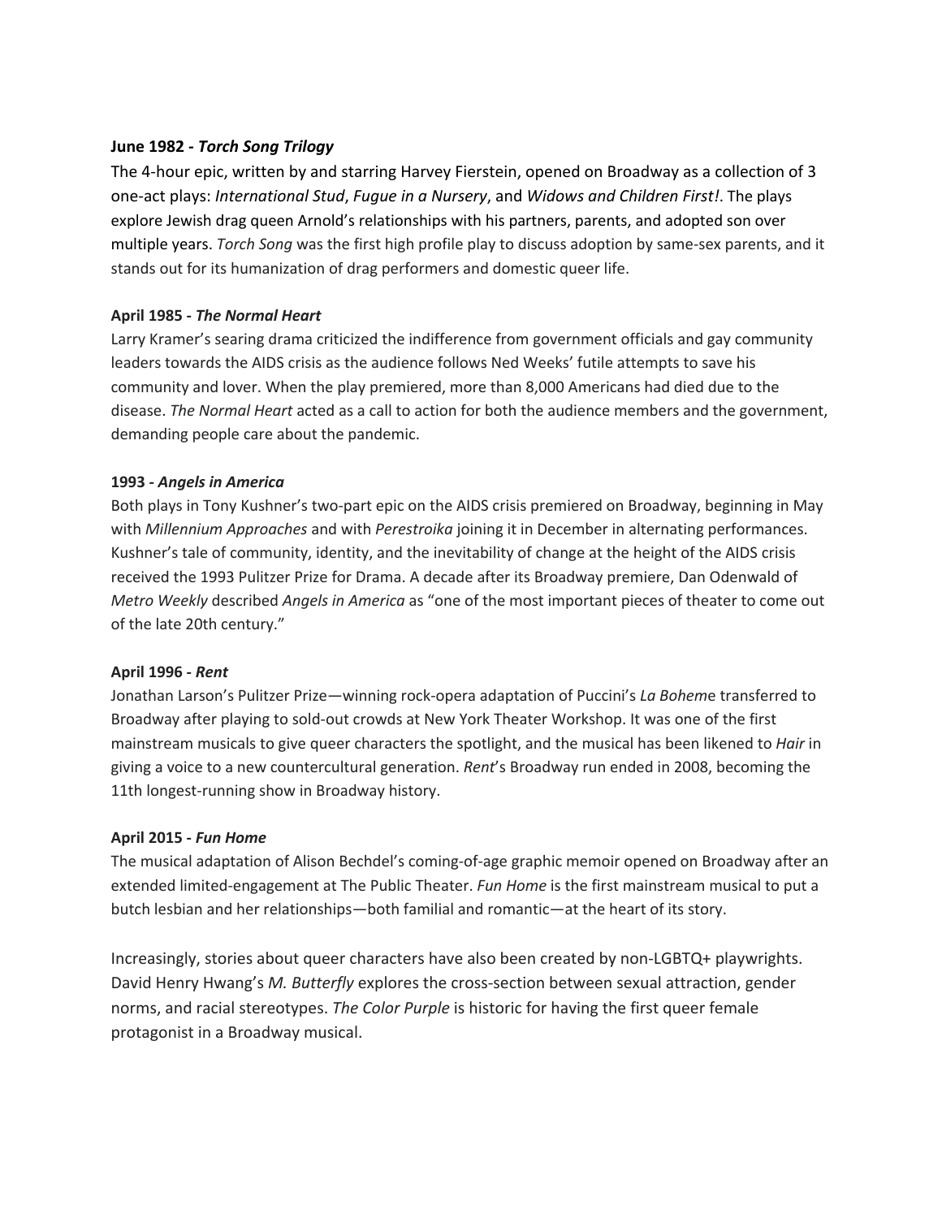**June 1982 - *Torch Song Trilogy***

The 4-hour epic, written by and starring Harvey Fierstein, opened on Broadway as a collection of 3 one-act plays: *International Stud*, *Fugue in a Nursery*, and *Widows and Children First!*. The plays explore Jewish drag queen Arnold's relationships with his partners, parents, and adopted son over multiple years. *Torch Song* was the first high profile play to discuss adoption by same-sex parents, and it stands out for its humanization of drag performers and domestic queer life.

**April 1985 - *The Normal Heart***

Larry Kramer's searing drama criticized the indifference from government officials and gay community leaders towards the AIDS crisis as the audience follows Ned Weeks' futile attempts to save his community and lover. When the play premiered, more than 8,000 Americans had died due to the disease. *The Normal Heart* acted as a call to action for both the audience members and the government, demanding people care about the pandemic.

**1993 - *Angels in America***

Both plays in Tony Kushner's two-part epic on the AIDS crisis premiered on Broadway, beginning in May with *Millennium Approaches* and with *Perestroika* joining it in December in alternating performances. Kushner's tale of community, identity, and the inevitability of change at the height of the AIDS crisis received the 1993 Pulitzer Prize for Drama. A decade after its Broadway premiere, Dan Odenwald of *Metro Weekly* described *Angels in America* as "one of the most important pieces of theater to come out of the late 20th century."

**April 1996 - *Rent***

Jonathan Larson's Pulitzer Prize—winning rock-opera adaptation of Puccini's *La Boheme* transferred to Broadway after playing to sold-out crowds at New York Theater Workshop. It was one of the first mainstream musicals to give queer characters the spotlight, and the musical has been likened to *Hair* in giving a voice to a new countercultural generation. *Rent*'s Broadway run ended in 2008, becoming the 11th longest-running show in Broadway history.

**April 2015 - *Fun Home***

The musical adaptation of Alison Bechdel's coming-of-age graphic memoir opened on Broadway after an extended limited-engagement at The Public Theater. *Fun Home* is the first mainstream musical to put a butch lesbian and her relationships—both familial and romantic—at the heart of its story.

Increasingly, stories about queer characters have also been created by non-LGBTQ+ playwrights. David Henry Hwang's *M. Butterfly* explores the cross-section between sexual attraction, gender norms, and racial stereotypes. *The Color Purple* is historic for having the first queer female protagonist in a Broadway musical.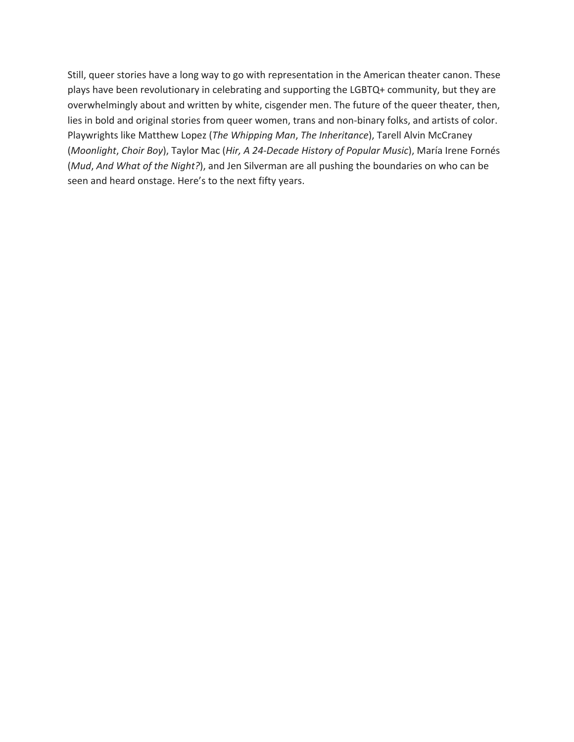Still, queer stories have a long way to go with representation in the American theater canon. These plays have been revolutionary in celebrating and supporting the LGBTQ+ community, but they are overwhelmingly about and written by white, cisgender men. The future of the queer theater, then, lies in bold and original stories from queer women, trans and non-binary folks, and artists of color. Playwrights like Matthew Lopez (*The Whipping Man*, *The Inheritance*), Tarell Alvin McCraney (*Moonlight*, *Choir Boy*), Taylor Mac (*Hir, A 24-Decade History of Popular Music*), María Irene Fornés (*Mud*, *And What of the Night?*), and Jen Silverman are all pushing the boundaries on who can be seen and heard onstage. Here's to the next fifty years.